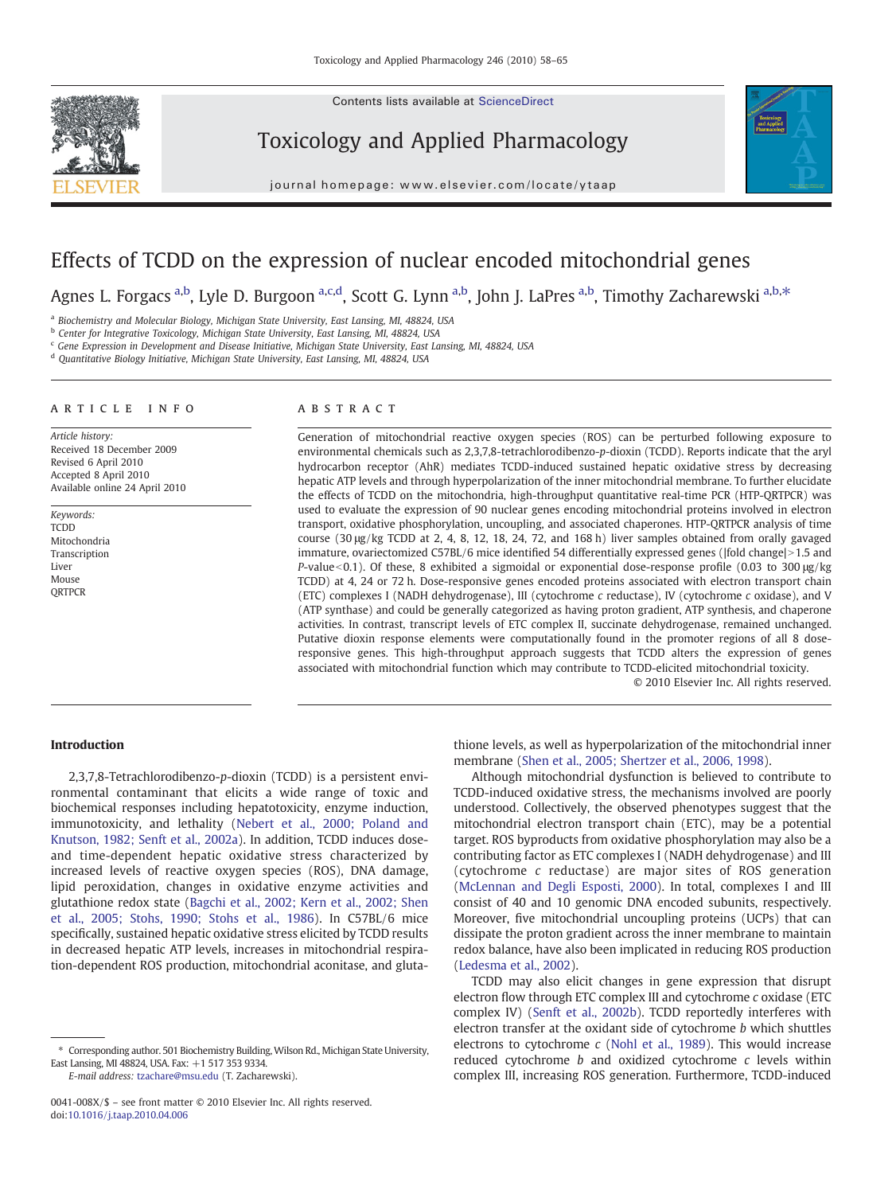# Effects of TCDD on the expression of nuclear encoded mitochondrial genes

Agnes L. Forgacs [a,b], Lyle D. Burgoon [a,c,d], Scott G. Lynn [a,b], John J. LaPres [a,b], Timothy Zacharewski [a,b,*]

[a] Biochemistry and Molecular Biology, Michigan State University, East Lansing, MI, 48824, USA
[b] Center for Integrative Toxicology, Michigan State University, East Lansing, MI, 48824, USA
[c] Gene Expression in Development and Disease Initiative, Michigan State University, East Lansing, MI, 48824, USA
[d] Quantitative Biology Initiative, Michigan State University, East Lansing, MI, 48824, USA

## ARTICLE INFO

*Article history:*
Received 18 December 2009
Revised 6 April 2010
Accepted 8 April 2010
Available online 24 April 2010

*Keywords:*
TCDD
Mitochondria
Transcription
Liver
Mouse
QRTPCR

## ABSTRACT

Generation of mitochondrial reactive oxygen species (ROS) can be perturbed following exposure to environmental chemicals such as 2,3,7,8-tetrachlorodibenzo-*p*-dioxin (TCDD). Reports indicate that the aryl hydrocarbon receptor (AhR) mediates TCDD-induced sustained hepatic oxidative stress by decreasing hepatic ATP levels and through hyperpolarization of the inner mitochondrial membrane. To further elucidate the effects of TCDD on the mitochondria, high-throughput quantitative real-time PCR (HTP-QRTPCR) was used to evaluate the expression of 90 nuclear genes encoding mitochondrial proteins involved in electron transport, oxidative phosphorylation, uncoupling, and associated chaperones. HTP-QRTPCR analysis of time course (30 μg/kg TCDD at 2, 4, 8, 12, 18, 24, 72, and 168 h) liver samples obtained from orally gavaged immature, ovariectomized C57BL/6 mice identified 54 differentially expressed genes (|fold change|>1.5 and *P*-value<0.1). Of these, 8 exhibited a sigmoidal or exponential dose-response profile (0.03 to 300 μg/kg TCDD) at 4, 24 or 72 h. Dose-responsive genes encoded proteins associated with electron transport chain (ETC) complexes I (NADH dehydrogenase), III (cytochrome *c* reductase), IV (cytochrome *c* oxidase), and V (ATP synthase) and could be generally categorized as having proton gradient, ATP synthesis, and chaperone activities. In contrast, transcript levels of ETC complex II, succinate dehydrogenase, remained unchanged. Putative dioxin response elements were computationally found in the promoter regions of all 8 dose-responsive genes. This high-throughput approach suggests that TCDD alters the expression of genes associated with mitochondrial function which may contribute to TCDD-elicited mitochondrial toxicity.

© 2010 Elsevier Inc. All rights reserved.

## Introduction

2,3,7,8-Tetrachlorodibenzo-*p*-dioxin (TCDD) is a persistent environmental contaminant that elicits a wide range of toxic and biochemical responses including hepatotoxicity, enzyme induction, immunotoxicity, and lethality (Nebert et al., 2000; Poland and Knutson, 1982; Senft et al., 2002a). In addition, TCDD induces dose- and time-dependent hepatic oxidative stress characterized by increased levels of reactive oxygen species (ROS), DNA damage, lipid peroxidation, changes in oxidative enzyme activities and glutathione redox state (Bagchi et al., 2002; Kern et al., 2002; Shen et al., 2005; Stohs, 1990; Stohs et al., 1986). In C57BL/6 mice specifically, sustained hepatic oxidative stress elicited by TCDD results in decreased hepatic ATP levels, increases in mitochondrial respiration-dependent ROS production, mitochondrial aconitase, and glutathione levels, as well as hyperpolarization of the mitochondrial inner membrane (Shen et al., 2005; Shertzer et al., 2006, 1998).

Although mitochondrial dysfunction is believed to contribute to TCDD-induced oxidative stress, the mechanisms involved are poorly understood. Collectively, the observed phenotypes suggest that the mitochondrial electron transport chain (ETC), may be a potential target. ROS byproducts from oxidative phosphorylation may also be a contributing factor as ETC complexes I (NADH dehydrogenase) and III (cytochrome *c* reductase) are major sites of ROS generation (McLennan and Degli Esposti, 2000). In total, complexes I and III consist of 40 and 10 genomic DNA encoded subunits, respectively. Moreover, five mitochondrial uncoupling proteins (UCPs) that can dissipate the proton gradient across the inner membrane to maintain redox balance, have also been implicated in reducing ROS production (Ledesma et al., 2002).

TCDD may also elicit changes in gene expression that disrupt electron flow through ETC complex III and cytochrome *c* oxidase (ETC complex IV) (Senft et al., 2002b). TCDD reportedly interferes with electron transfer at the oxidant side of cytochrome *b* which shuttles electrons to cytochrome *c* (Nohl et al., 1989). This would increase reduced cytochrome *b* and oxidized cytochrome *c* levels within complex III, increasing ROS generation. Furthermore, TCDD-induced

* Corresponding author. 501 Biochemistry Building, Wilson Rd., Michigan State University, East Lansing, MI 48824, USA. Fax: +1 517 353 9334.
*E-mail address:* tzachare@msu.edu (T. Zacharewski).

0041-008X/$ – see front matter © 2010 Elsevier Inc. All rights reserved.
doi:10.1016/j.taap.2010.04.006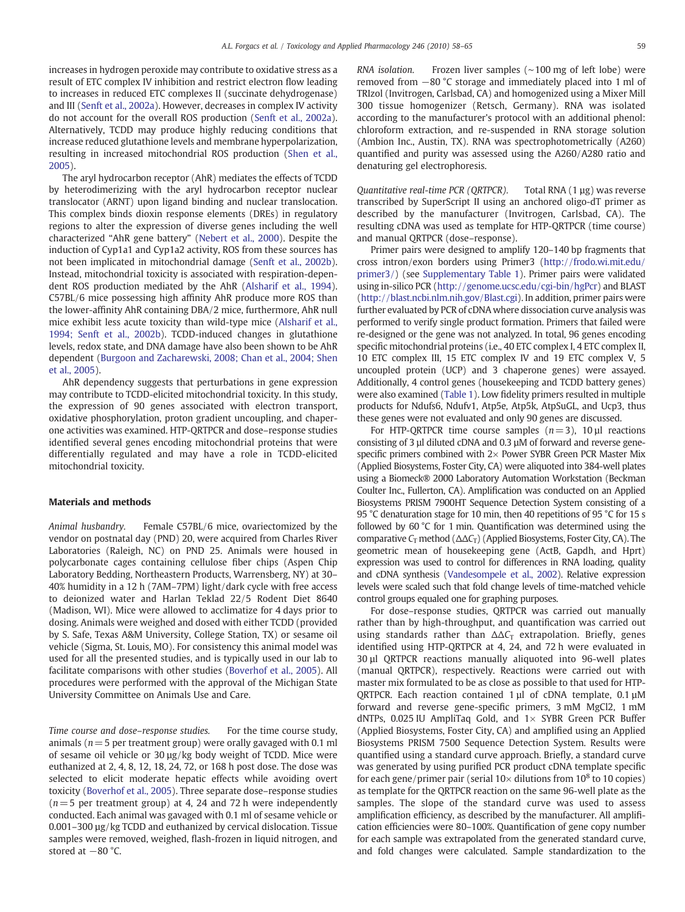increases in hydrogen peroxide may contribute to oxidative stress as a result of ETC complex IV inhibition and restrict electron flow leading to increases in reduced ETC complexes II (succinate dehydrogenase) and III (Senft et al., 2002a). However, decreases in complex IV activity do not account for the overall ROS production (Senft et al., 2002a). Alternatively, TCDD may produce highly reducing conditions that increase reduced glutathione levels and membrane hyperpolarization, resulting in increased mitochondrial ROS production (Shen et al., 2005).

The aryl hydrocarbon receptor (AhR) mediates the effects of TCDD by heterodimerizing with the aryl hydrocarbon receptor nuclear translocator (ARNT) upon ligand binding and nuclear translocation. This complex binds dioxin response elements (DREs) in regulatory regions to alter the expression of diverse genes including the well characterized "AhR gene battery" (Nebert et al., 2000). Despite the induction of Cyp1a1 and Cyp1a2 activity, ROS from these sources has not been implicated in mitochondrial damage (Senft et al., 2002b). Instead, mitochondrial toxicity is associated with respiration-dependent ROS production mediated by the AhR (Alsharif et al., 1994). C57BL/6 mice possessing high affinity AhR produce more ROS than the lower-affinity AhR containing DBA/2 mice, furthermore, AhR null mice exhibit less acute toxicity than wild-type mice (Alsharif et al., 1994; Senft et al., 2002b). TCDD-induced changes in glutathione levels, redox state, and DNA damage have also been shown to be AhR dependent (Burgoon and Zacharewski, 2008; Chan et al., 2004; Shen et al., 2005).

AhR dependency suggests that perturbations in gene expression may contribute to TCDD-elicited mitochondrial toxicity. In this study, the expression of 90 genes associated with electron transport, oxidative phosphorylation, proton gradient uncoupling, and chaperone activities was examined. HTP-QRTPCR and dose–response studies identified several genes encoding mitochondrial proteins that were differentially regulated and may have a role in TCDD-elicited mitochondrial toxicity.

## Materials and methods

*Animal husbandry.* Female C57BL/6 mice, ovariectomized by the vendor on postnatal day (PND) 20, were acquired from Charles River Laboratories (Raleigh, NC) on PND 25. Animals were housed in polycarbonate cages containing cellulose fiber chips (Aspen Chip Laboratory Bedding, Northeastern Products, Warrensberg, NY) at 30–40% humidity in a 12 h (7AM–7PM) light/dark cycle with free access to deionized water and Harlan Teklad 22/5 Rodent Diet 8640 (Madison, WI). Mice were allowed to acclimatize for 4 days prior to dosing. Animals were weighed and dosed with either TCDD (provided by S. Safe, Texas A&M University, College Station, TX) or sesame oil vehicle (Sigma, St. Louis, MO). For consistency this animal model was used for all the presented studies, and is typically used in our lab to facilitate comparisons with other studies (Boverhof et al., 2005). All procedures were performed with the approval of the Michigan State University Committee on Animals Use and Care.

*Time course and dose–response studies.* For the time course study, animals ($n = 5$ per treatment group) were orally gavaged with 0.1 ml of sesame oil vehicle or 30 µg/kg body weight of TCDD. Mice were euthanized at 2, 4, 8, 12, 18, 24, 72, or 168 h post dose. The dose was selected to elicit moderate hepatic effects while avoiding overt toxicity (Boverhof et al., 2005). Three separate dose–response studies ($n = 5$ per treatment group) at 4, 24 and 72 h were independently conducted. Each animal was gavaged with 0.1 ml of sesame vehicle or 0.001–300 µg/kg TCDD and euthanized by cervical dislocation. Tissue samples were removed, weighed, flash-frozen in liquid nitrogen, and stored at −80 °C.

*RNA isolation.* Frozen liver samples (~100 mg of left lobe) were removed from −80 °C storage and immediately placed into 1 ml of TRIzol (Invitrogen, Carlsbad, CA) and homogenized using a Mixer Mill 300 tissue homogenizer (Retsch, Germany). RNA was isolated according to the manufacturer's protocol with an additional phenol: chloroform extraction, and re-suspended in RNA storage solution (Ambion Inc., Austin, TX). RNA was spectrophotometrically (A260) quantified and purity was assessed using the A260/A280 ratio and denaturing gel electrophoresis.

*Quantitative real-time PCR (QRTPCR).* Total RNA (1 µg) was reverse transcribed by SuperScript II using an anchored oligo-dT primer as described by the manufacturer (Invitrogen, Carlsbad, CA). The resulting cDNA was used as template for HTP-QRTPCR (time course) and manual QRTPCR (dose–response).

Primer pairs were designed to amplify 120–140 bp fragments that cross intron/exon borders using Primer3 (http://frodo.wi.mit.edu/primer3/) (see Supplementary Table 1). Primer pairs were validated using in-silico PCR (http://genome.ucsc.edu/cgi-bin/hgPcr) and BLAST (http://blast.ncbi.nlm.nih.gov/Blast.cgi). In addition, primer pairs were further evaluated by PCR of cDNA where dissociation curve analysis was performed to verify single product formation. Primers that failed were re-designed or the gene was not analyzed. In total, 96 genes encoding specific mitochondrial proteins (i.e., 40 ETC complex I, 4 ETC complex II, 10 ETC complex III, 15 ETC complex IV and 19 ETC complex V, 5 uncoupled protein (UCP) and 3 chaperone genes) were assayed. Additionally, 4 control genes (housekeeping and TCDD battery genes) were also examined (Table 1). Low fidelity primers resulted in multiple products for Ndufs6, Ndufv1, Atp5e, Atp5k, AtpSuGL, and Ucp3, thus these genes were not evaluated and only 90 genes are discussed.

For HTP-QRTPCR time course samples ($n = 3$), 10 µl reactions consisting of 3 µl diluted cDNA and 0.3 µM of forward and reverse gene-specific primers combined with 2× Power SYBR Green PCR Master Mix (Applied Biosystems, Foster City, CA) were aliquoted into 384-well plates using a Biomeck® 2000 Laboratory Automation Workstation (Beckman Coulter Inc., Fullerton, CA). Amplification was conducted on an Applied Biosystems PRISM 7900HT Sequence Detection System consisting of a 95 °C denaturation stage for 10 min, then 40 repetitions of 95 °C for 15 s followed by 60 °C for 1 min. Quantification was determined using the comparative $C_T$ method ($\Delta\Delta C_T$) (Applied Biosystems, Foster City, CA). The geometric mean of housekeeping gene (ActB, Gapdh, and Hprt) expression was used to control for differences in RNA loading, quality and cDNA synthesis (Vandesompele et al., 2002). Relative expression levels were scaled such that fold change levels of time-matched vehicle control groups equaled one for graphing purposes.

For dose–response studies, QRTPCR was carried out manually rather than by high-throughput, and quantification was carried out using standards rather than $\Delta\Delta C_T$ extrapolation. Briefly, genes identified using HTP-QRTPCR at 4, 24, and 72 h were evaluated in 30 µl QRTPCR reactions manually aliquoted into 96-well plates (manual QRTPCR), respectively. Reactions were carried out with master mix formulated to be as close as possible to that used for HTP-QRTPCR. Each reaction contained 1 µl of cDNA template, 0.1 µM forward and reverse gene-specific primers, 3 mM MgCl2, 1 mM dNTPs, 0.025 IU AmpliTaq Gold, and 1× SYBR Green PCR Buffer (Applied Biosystems, Foster City, CA) and amplified using an Applied Biosystems PRISM 7500 Sequence Detection System. Results were quantified using a standard curve approach. Briefly, a standard curve was generated by using purified PCR product cDNA template specific for each gene/primer pair (serial 10× dilutions from $10^8$ to 10 copies) as template for the QRTPCR reaction on the same 96-well plate as the samples. The slope of the standard curve was used to assess amplification efficiency, as described by the manufacturer. All amplification efficiencies were 80–100%. Quantification of gene copy number for each sample was extrapolated from the generated standard curve, and fold changes were calculated. Sample standardization to the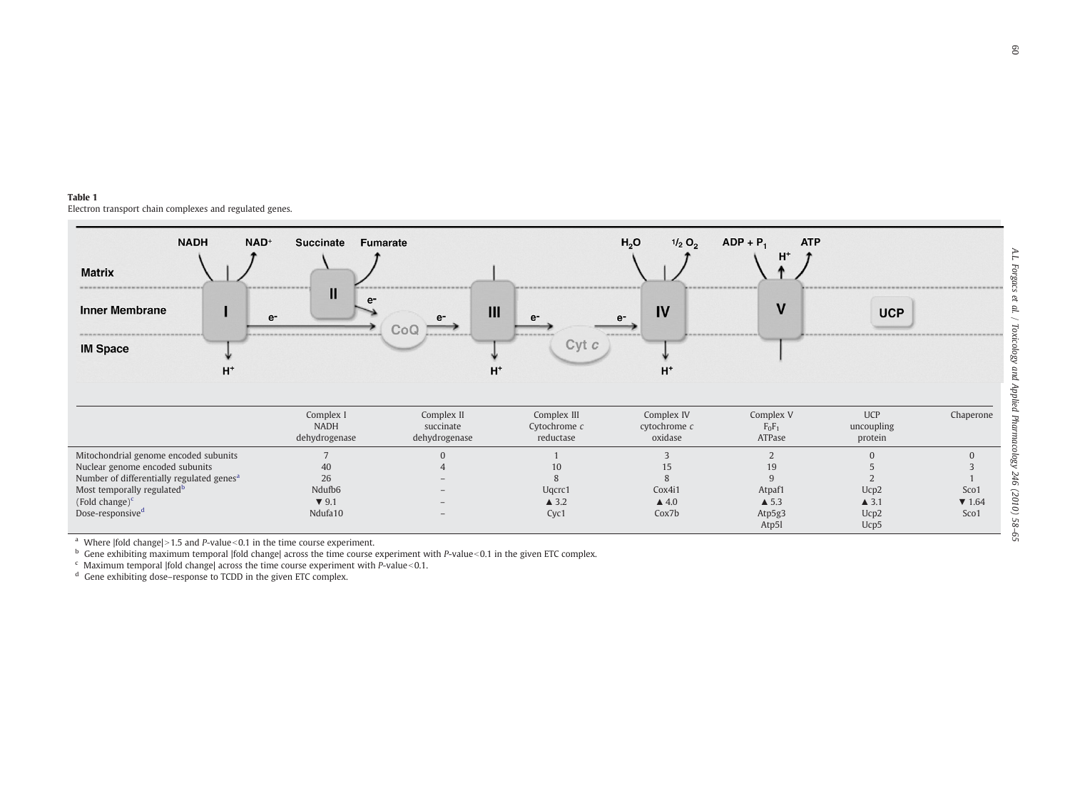**Table 1**
Electron transport chain complexes and regulated genes.

| | Complex I NADH dehydrogenase | Complex II succinate dehydrogenase | Complex III Cytochrome *c* reductase | Complex IV cytochrome *c* oxidase | Complex V $F_0F_1$ ATPase | UCP uncoupling protein | Chaperone |
|---|---|---|---|---|---|---|---|
| Mitochondrial genome encoded subunits | 7 | 0 | 1 | 3 | 2 | 0 | 0 |
| Nuclear genome encoded subunits | 40 | 4 | 10 | 15 | 19 | 5 | 3 |
| Number of differentially regulated genes[a] | 26 | – | 8 | 8 | 9 | 2 | 1 |
| Most temporally regulated[b] | Ndufb6 | – | Uqcrc1 | Cox4i1 | Atpaf1 | Ucp2 | Sco1 |
| (Fold change)[c] | ▼ 9.1 | – | ▲ 3.2 | ▲ 4.0 | ▲ 5.3 | ▲ 3.1 | ▼ 1.64 |
| Dose-responsive[d] | Ndufa10 | – | Cyc1 | Cox7b | Atp5g3, Atp5l | Ucp2, Ucp5 | Sco1 |

[a] Where |fold change|>1.5 and *P*-value<0.1 in the time course experiment.
[b] Gene exhibiting maximum temporal |fold change| across the time course experiment with *P*-value<0.1 in the given ETC complex.
[c] Maximum temporal |fold change| across the time course experiment with *P*-value<0.1.
[d] Gene exhibiting dose–response to TCDD in the given ETC complex.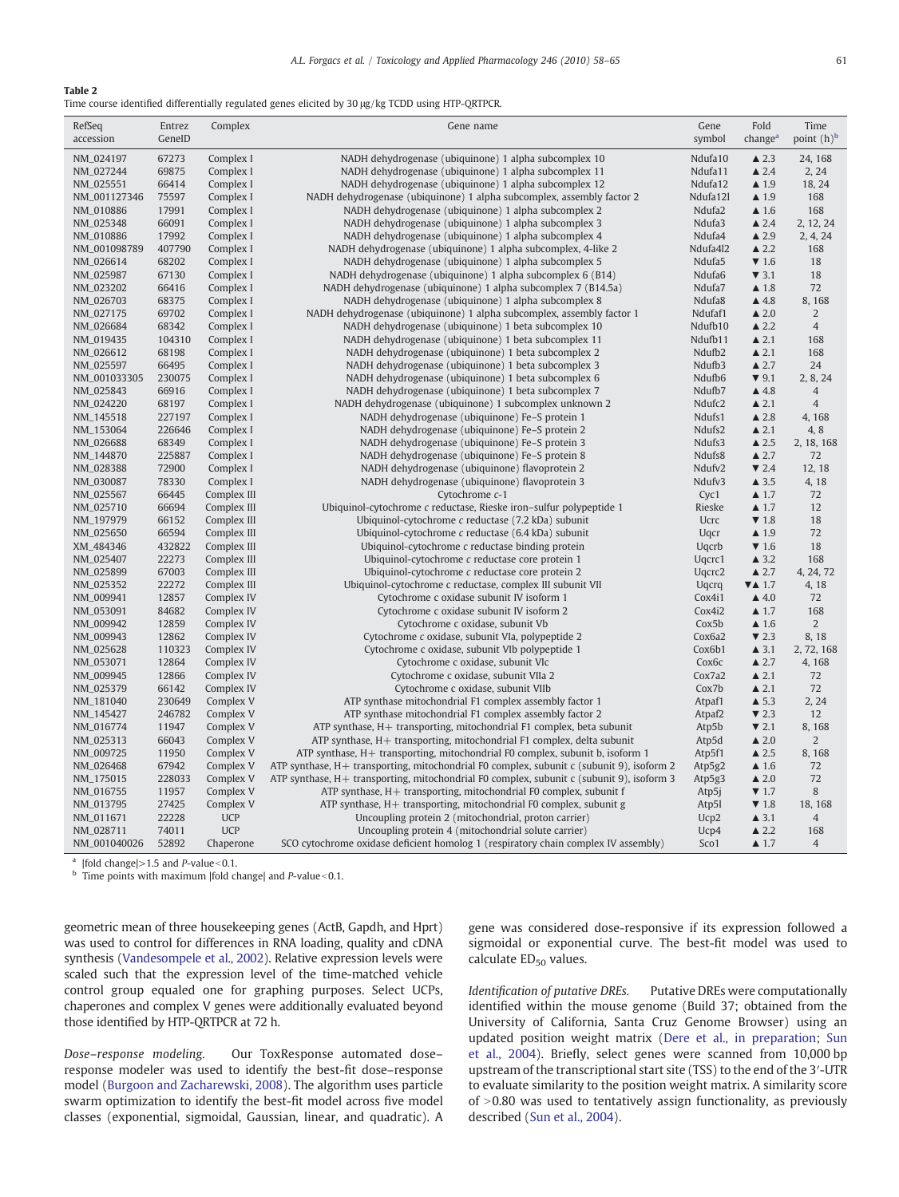**Table 2**
Time course identified differentially regulated genes elicited by 30 μg/kg TCDD using HTP-QRTPCR.

| RefSeq accession | Entrez GeneID | Complex | Gene name | Gene symbol | Fold change[a] | Time point (h)[b] |
|---|---|---|---|---|---|---|
| NM_024197 | 67273 | Complex I | NADH dehydrogenase (ubiquinone) 1 alpha subcomplex 10 | Ndufa10 | ▲ 2.3 | 24, 168 |
| NM_027244 | 69875 | Complex I | NADH dehydrogenase (ubiquinone) 1 alpha subcomplex 11 | Ndufa11 | ▲ 2.4 | 2, 24 |
| NM_025551 | 66414 | Complex I | NADH dehydrogenase (ubiquinone) 1 alpha subcomplex 12 | Ndufa12 | ▲ 1.9 | 18, 24 |
| NM_001127346 | 75597 | Complex I | NADH dehydrogenase (ubiquinone) 1 alpha subcomplex, assembly factor 2 | Ndufa12l | ▲ 1.9 | 168 |
| NM_010886 | 17991 | Complex I | NADH dehydrogenase (ubiquinone) 1 alpha subcomplex 2 | Ndufa2 | ▲ 1.6 | 168 |
| NM_025348 | 66091 | Complex I | NADH dehydrogenase (ubiquinone) 1 alpha subcomplex 3 | Ndufa3 | ▲ 2.4 | 2, 12, 24 |
| NM_010886 | 17992 | Complex I | NADH dehydrogenase (ubiquinone) 1 alpha subcomplex 4 | Ndufa4 | ▲ 2.9 | 2, 4, 24 |
| NM_001098789 | 407790 | Complex I | NADH dehydrogenase (ubiquinone) 1 alpha subcomplex, 4-like 2 | Ndufa4l2 | ▲ 2.2 | 168 |
| NM_026614 | 68202 | Complex I | NADH dehydrogenase (ubiquinone) 1 alpha subcomplex 5 | Ndufa5 | ▼ 1.6 | 18 |
| NM_025987 | 67130 | Complex I | NADH dehydrogenase (ubiquinone) 1 alpha subcomplex 6 (B14) | Ndufa6 | ▼ 3.1 | 18 |
| NM_023202 | 66416 | Complex I | NADH dehydrogenase (ubiquinone) 1 alpha subcomplex 7 (B14.5a) | Ndufa7 | ▲ 1.8 | 72 |
| NM_026703 | 68375 | Complex I | NADH dehydrogenase (ubiquinone) 1 alpha subcomplex 8 | Ndufa8 | ▲ 4.8 | 8, 168 |
| NM_027175 | 69702 | Complex I | NADH dehydrogenase (ubiquinone) 1 alpha subcomplex, assembly factor 1 | Ndufaf1 | ▲ 2.0 | 2 |
| NM_026684 | 68342 | Complex I | NADH dehydrogenase (ubiquinone) 1 beta subcomplex 10 | Ndufb10 | ▲ 2.2 | 4 |
| NM_019435 | 104310 | Complex I | NADH dehydrogenase (ubiquinone) 1 beta subcomplex 11 | Ndufb11 | ▲ 2.1 | 168 |
| NM_026612 | 68198 | Complex I | NADH dehydrogenase (ubiquinone) 1 beta subcomplex 2 | Ndufb2 | ▲ 2.1 | 168 |
| NM_025597 | 66495 | Complex I | NADH dehydrogenase (ubiquinone) 1 beta subcomplex 3 | Ndufb3 | ▲ 2.7 | 24 |
| NM_001033305 | 230075 | Complex I | NADH dehydrogenase (ubiquinone) 1 beta subcomplex 6 | Ndufb6 | ▼ 9.1 | 2, 8, 24 |
| NM_025843 | 66916 | Complex I | NADH dehydrogenase (ubiquinone) 1 beta subcomplex 7 | Ndufb7 | ▲ 4.8 | 4 |
| NM_024220 | 68197 | Complex I | NADH dehydrogenase (ubiquinone) 1 subcomplex unknown 2 | Ndufc2 | ▲ 2.1 | 4 |
| NM_145518 | 227197 | Complex I | NADH dehydrogenase (ubiquinone) Fe–S protein 1 | Ndufs1 | ▲ 2.8 | 4, 168 |
| NM_153064 | 226646 | Complex I | NADH dehydrogenase (ubiquinone) Fe–S protein 2 | Ndufs2 | ▲ 2.1 | 4, 8 |
| NM_026688 | 68349 | Complex I | NADH dehydrogenase (ubiquinone) Fe–S protein 3 | Ndufs3 | ▲ 2.5 | 2, 18, 168 |
| NM_144870 | 225887 | Complex I | NADH dehydrogenase (ubiquinone) Fe–S protein 8 | Ndufs8 | ▲ 2.7 | 72 |
| NM_028388 | 72900 | Complex I | NADH dehydrogenase (ubiquinone) flavoprotein 2 | Ndufv2 | ▼ 2.4 | 12, 18 |
| NM_030087 | 78330 | Complex I | NADH dehydrogenase (ubiquinone) flavoprotein 3 | Ndufv3 | ▲ 3.5 | 4, 18 |
| NM_025567 | 66445 | Complex III | Cytochrome *c*-1 | Cyc1 | ▲ 1.7 | 72 |
| NM_025710 | 66694 | Complex III | Ubiquinol-cytochrome *c* reductase, Rieske iron–sulfur polypeptide 1 | Rieske | ▲ 1.7 | 12 |
| NM_197979 | 66152 | Complex III | Ubiquinol-cytochrome *c* reductase (7.2 kDa) subunit | Ucrc | ▼ 1.8 | 18 |
| NM_025650 | 66594 | Complex III | Ubiquinol-cytochrome *c* reductase (6.4 kDa) subunit | Uqcr | ▲ 1.9 | 72 |
| XM_484346 | 432822 | Complex III | Ubiquinol-cytochrome *c* reductase binding protein | Uqcrb | ▼ 1.6 | 18 |
| NM_025407 | 22273 | Complex III | Ubiquinol-cytochrome *c* reductase core protein 1 | Uqcrc1 | ▲ 3.2 | 168 |
| NM_025899 | 67003 | Complex III | Ubiquinol-cytochrome *c* reductase core protein 2 | Uqcrc2 | ▲ 2.7 | 4, 24, 72 |
| NM_025352 | 22272 | Complex III | Ubiquinol-cytochrome c reductase, complex III subunit VII | Uqcrq | ▼▲ 1.7 | 4, 18 |
| NM_009941 | 12857 | Complex IV | Cytochrome *c* oxidase subunit IV isoform 1 | Cox4i1 | ▲ 4.0 | 72 |
| NM_053091 | 84682 | Complex IV | Cytochrome *c* oxidase subunit IV isoform 2 | Cox4i2 | ▲ 1.7 | 168 |
| NM_009942 | 12859 | Complex IV | Cytochrome *c* oxidase, subunit Vb | Cox5b | ▲ 1.6 | 2 |
| NM_009943 | 12862 | Complex IV | Cytochrome *c* oxidase, subunit VIa, polypeptide 2 | Cox6a2 | ▼ 2.3 | 8, 18 |
| NM_025628 | 110323 | Complex IV | Cytochrome *c* oxidase, subunit VIb polypeptide 1 | Cox6b1 | ▲ 3.1 | 2, 72, 168 |
| NM_053071 | 12864 | Complex IV | Cytochrome *c* oxidase, subunit VIc | Cox6c | ▲ 2.7 | 4, 168 |
| NM_009945 | 12866 | Complex IV | Cytochrome *c* oxidase, subunit VIIa 2 | Cox7a2 | ▲ 2.1 | 72 |
| NM_025379 | 66142 | Complex IV | Cytochrome *c* oxidase, subunit VIIb | Cox7b | ▲ 2.1 | 72 |
| NM_181040 | 230649 | Complex V | ATP synthase mitochondrial F1 complex assembly factor 1 | Atpaf1 | ▲ 5.3 | 2, 24 |
| NM_145427 | 246782 | Complex V | ATP synthase mitochondrial F1 complex assembly factor 2 | Atpaf2 | ▼ 2.3 | 12 |
| NM_016774 | 11947 | Complex V | ATP synthase, H+ transporting, mitochondrial F1 complex, beta subunit | Atp5b | ▼ 2.1 | 8, 168 |
| NM_025313 | 66043 | Complex V | ATP synthase, H+ transporting, mitochondrial F1 complex, delta subunit | Atp5d | ▲ 2.0 | 2 |
| NM_009725 | 11950 | Complex V | ATP synthase, H+ transporting, mitochondrial F0 complex, subunit b, isoform 1 | Atp5f1 | ▲ 2.5 | 8, 168 |
| NM_026468 | 67942 | Complex V | ATP synthase, H+ transporting, mitochondrial F0 complex, subunit c (subunit 9), isoform 2 | Atp5g2 | ▲ 1.6 | 72 |
| NM_175015 | 228033 | Complex V | ATP synthase, H+ transporting, mitochondrial F0 complex, subunit c (subunit 9), isoform 3 | Atp5g3 | ▲ 2.0 | 72 |
| NM_016755 | 11957 | Complex V | ATP synthase, H+ transporting, mitochondrial F0 complex, subunit f | Atp5j | ▼ 1.7 | 8 |
| NM_013795 | 27425 | Complex V | ATP synthase, H+ transporting, mitochondrial F0 complex, subunit g | Atp5l | ▼ 1.8 | 18, 168 |
| NM_011671 | 22228 | UCP | Uncoupling protein 2 (mitochondrial, proton carrier) | Ucp2 | ▲ 3.1 | 4 |
| NM_028711 | 74011 | UCP | Uncoupling protein 4 (mitochondrial solute carrier) | Ucp4 | ▲ 2.2 | 168 |
| NM_001040026 | 52892 | Chaperone | SCO cytochrome oxidase deficient homolog 1 (respiratory chain complex IV assembly) | Sco1 | ▲ 1.7 | 4 |

[a] |fold change|>1.5 and *P*-value<0.1.
[b] Time points with maximum |fold change| and *P*-value<0.1.

geometric mean of three housekeeping genes (ActB, Gapdh, and Hprt) was used to control for differences in RNA loading, quality and cDNA synthesis (Vandesompele et al., 2002). Relative expression levels were scaled such that the expression level of the time-matched vehicle control group equaled one for graphing purposes. Select UCPs, chaperones and complex V genes were additionally evaluated beyond those identified by HTP-QRTPCR at 72 h.

*Dose–response modeling.* Our ToxResponse automated dose–response modeler was used to identify the best-fit dose–response model (Burgoon and Zacharewski, 2008). The algorithm uses particle swarm optimization to identify the best-fit model across five model classes (exponential, sigmoidal, Gaussian, linear, and quadratic). A gene was considered dose-responsive if its expression followed a sigmoidal or exponential curve. The best-fit model was used to calculate $ED_{50}$ values.

*Identification of putative DREs.* Putative DREs were computationally identified within the mouse genome (Build 37; obtained from the University of California, Santa Cruz Genome Browser) using an updated position weight matrix (Dere et al., in preparation; Sun et al., 2004). Briefly, select genes were scanned from 10,000 bp upstream of the transcriptional start site (TSS) to the end of the 3′-UTR to evaluate similarity to the position weight matrix. A similarity score of >0.80 was used to tentatively assign functionality, as previously described (Sun et al., 2004).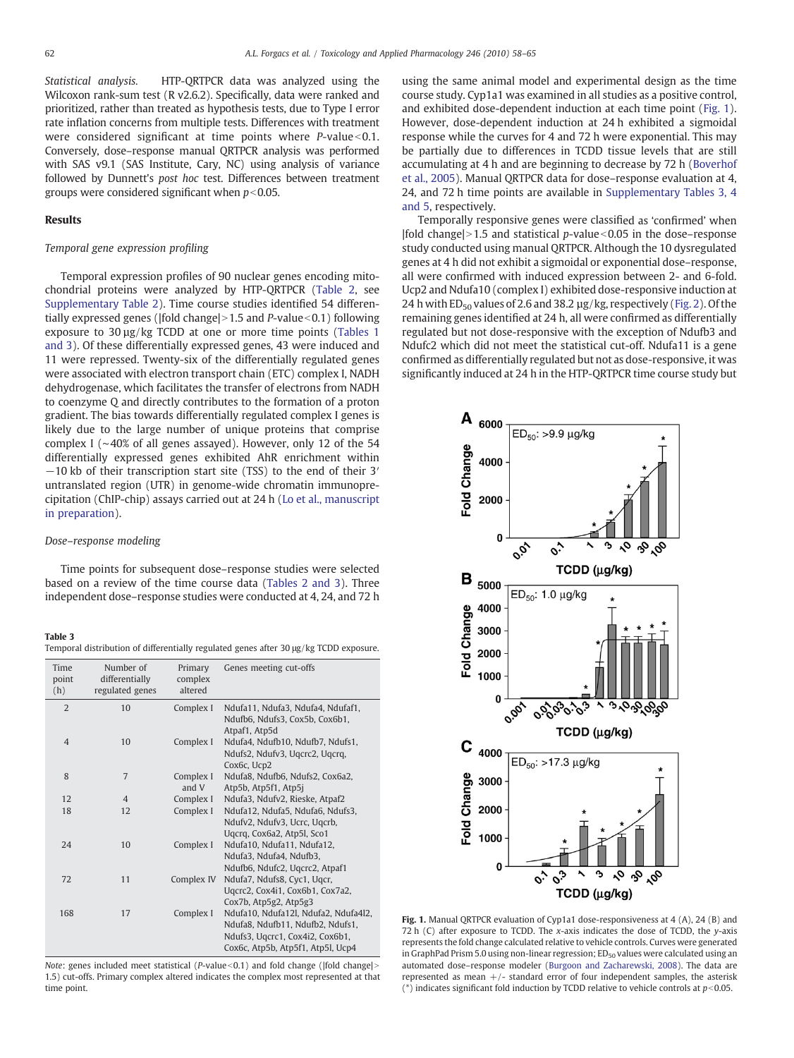*Statistical analysis.* HTP-QRTPCR data was analyzed using the Wilcoxon rank-sum test (R v2.6.2). Specifically, data were ranked and prioritized, rather than treated as hypothesis tests, due to Type I error rate inflation concerns from multiple tests. Differences with treatment were considered significant at time points where $P$-value < 0.1. Conversely, dose–response manual QRTPCR analysis was performed with SAS v9.1 (SAS Institute, Cary, NC) using analysis of variance followed by Dunnett's *post hoc* test. Differences between treatment groups were considered significant when $p < 0.05$.

## Results

### Temporal gene expression profiling

Temporal expression profiles of 90 nuclear genes encoding mitochondrial proteins were analyzed by HTP-QRTPCR (Table 2, see Supplementary Table 2). Time course studies identified 54 differentially expressed genes (|fold change| > 1.5 and $P$-value < 0.1) following exposure to 30 μg/kg TCDD at one or more time points (Tables 1 and 3). Of these differentially expressed genes, 43 were induced and 11 were repressed. Twenty-six of the differentially regulated genes were associated with electron transport chain (ETC) complex I, NADH dehydrogenase, which facilitates the transfer of electrons from NADH to coenzyme Q and directly contributes to the formation of a proton gradient. The bias towards differentially regulated complex I genes is likely due to the large number of unique proteins that comprise complex I (~40% of all genes assayed). However, only 12 of the 54 differentially expressed genes exhibited AhR enrichment within −10 kb of their transcription start site (TSS) to the end of their 3′ untranslated region (UTR) in genome-wide chromatin immunoprecipitation (ChIP-chip) assays carried out at 24 h (Lo et al., manuscript in preparation).

### Dose–response modeling

Time points for subsequent dose–response studies were selected based on a review of the time course data (Tables 2 and 3). Three independent dose–response studies were conducted at 4, 24, and 72 h using the same animal model and experimental design as the time course study. Cyp1a1 was examined in all studies as a positive control, and exhibited dose-dependent induction at each time point (Fig. 1). However, dose-dependent induction at 24 h exhibited a sigmoidal response while the curves for 4 and 72 h were exponential. This may be partially due to differences in TCDD tissue levels that are still accumulating at 4 h and are beginning to decrease by 72 h (Boverhof et al., 2005). Manual QRTPCR data for dose–response evaluation at 4, 24, and 72 h time points are available in Supplementary Tables 3, 4 and 5, respectively.

Temporally responsive genes were classified as 'confirmed' when |fold change| > 1.5 and statistical $p$-value < 0.05 in the dose–response study conducted using manual QRTPCR. Although the 10 dysregulated genes at 4 h did not exhibit a sigmoidal or exponential dose–response, all were confirmed with induced expression between 2- and 6-fold. Ucp2 and Ndufa10 (complex I) exhibited dose-responsive induction at 24 h with $ED_{50}$ values of 2.6 and 38.2 μg/kg, respectively (Fig. 2). Of the remaining genes identified at 24 h, all were confirmed as differentially regulated but not dose-responsive with the exception of Ndufb3 and Ndufc2 which did not meet the statistical cut-off. Ndufa11 is a gene confirmed as differentially regulated but not as dose-responsive, it was significantly induced at 24 h in the HTP-QRTPCR time course study but

**Table 3**
Temporal distribution of differentially regulated genes after 30 μg/kg TCDD exposure.

| Time point (h) | Number of differentially regulated genes | Primary complex altered | Genes meeting cut-offs |
|---|---|---|---|
| 2 | 10 | Complex I | Ndufa11, Ndufa3, Ndufa4, Ndufaf1, Ndufb6, Ndufs3, Cox5b, Cox6b1, Atpaf1, Atp5d |
| 4 | 10 | Complex I | Ndufa4, Ndufb10, Ndufb7, Ndufs1, Ndufs2, Ndufv3, Uqcrc2, Uqcrq, Cox6c, Ucp2 |
| 8 | 7 | Complex I and V | Ndufa8, Ndufb6, Ndufs2, Cox6a2, Atp5b, Atp5f1, Atp5j |
| 12 | 4 | Complex I | Ndufa3, Ndufv2, Rieske, Atpaf2 |
| 18 | 12 | Complex I | Ndufa12, Ndufa5, Ndufa6, Ndufs3, Ndufv2, Ndufv3, Ucrc, Uqcrb, Uqcrq, Cox6a2, Atp5l, Sco1 |
| 24 | 10 | Complex I | Ndufa10, Ndufa11, Ndufa12, Ndufa3, Ndufa4, Ndufb3, Ndufb6, Ndufc2, Uqcrc2, Atpaf1 |
| 72 | 11 | Complex IV | Ndufa7, Ndufs8, Cyc1, Uqcr, Uqcrc2, Cox4i1, Cox6b1, Cox7a2, Cox7b, Atp5g2, Atp5g3 |
| 168 | 17 | Complex I | Ndufa10, Ndufa12l, Ndufa2, Ndufa4l2, Ndufa8, Ndufb11, Ndufb2, Ndufs1, Ndufs3, Uqcrc1, Cox4i2, Cox6b1, Cox6c, Atp5b, Atp5f1, Atp5l, Ucp4 |

*Note*: genes included meet statistical ($P$-value < 0.1) and fold change (|fold change| > 1.5) cut-offs. Primary complex altered indicates the complex most represented at that time point.

**Fig. 1.** Manual QRTPCR evaluation of Cyp1a1 dose-responsiveness at 4 (A), 24 (B) and 72 h (C) after exposure to TCDD. The *x*-axis indicates the dose of TCDD, the *y*-axis represents the fold change calculated relative to vehicle controls. Curves were generated in GraphPad Prism 5.0 using non-linear regression; $ED_{50}$ values were calculated using an automated dose–response modeler (Burgoon and Zacharewski, 2008). The data are represented as mean +/- standard error of four independent samples, the asterisk (*) indicates significant fold induction by TCDD relative to vehicle controls at $p < 0.05$.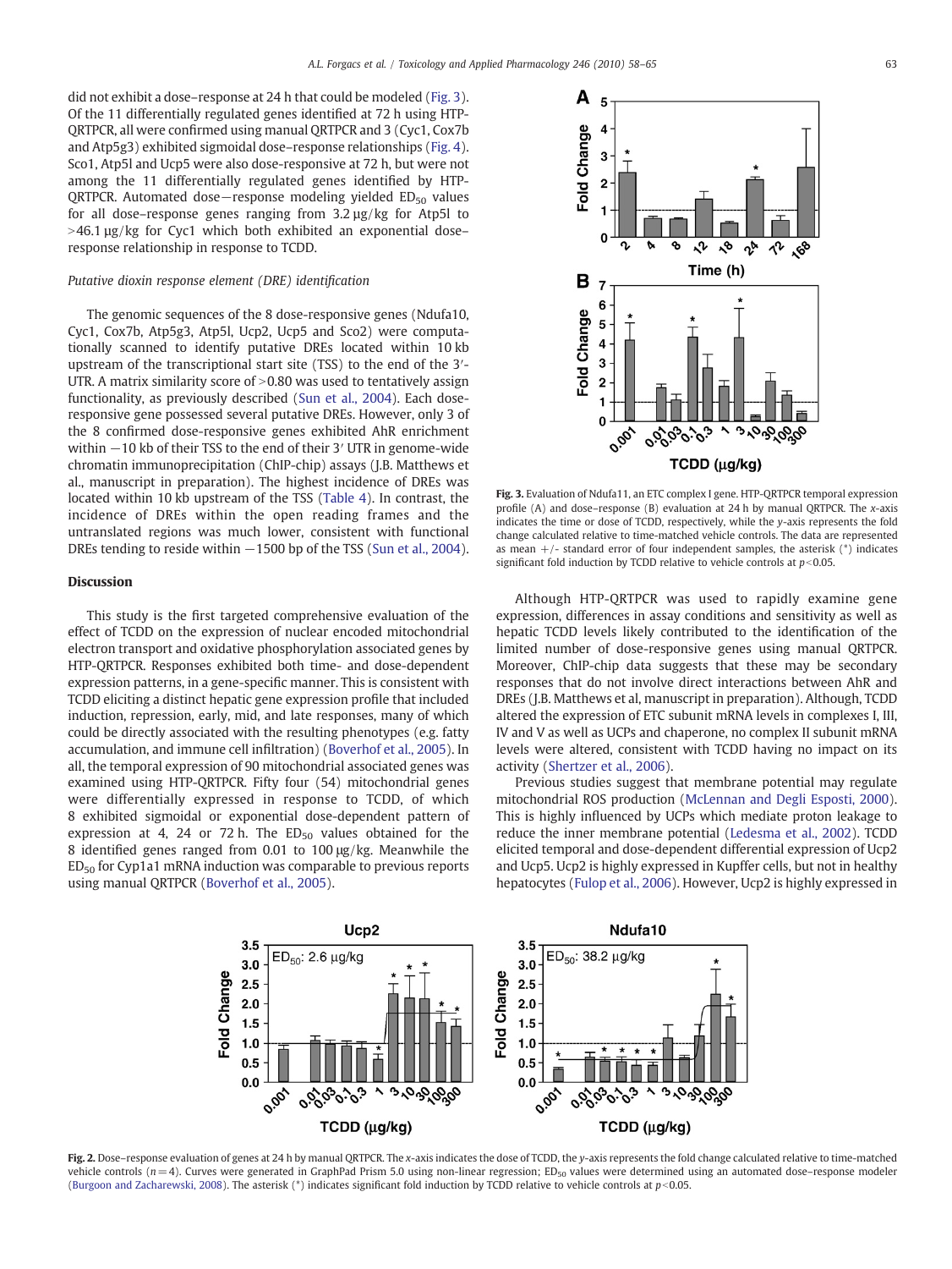did not exhibit a dose–response at 24 h that could be modeled (Fig. 3). Of the 11 differentially regulated genes identified at 72 h using HTP-QRTPCR, all were confirmed using manual QRTPCR and 3 (Cyc1, Cox7b and Atp5g3) exhibited sigmoidal dose–response relationships (Fig. 4). Sco1, Atp5l and Ucp5 were also dose-responsive at 72 h, but were not among the 11 differentially regulated genes identified by HTP-QRTPCR. Automated dose−response modeling yielded $ED_{50}$ values for all dose–response genes ranging from 3.2 μg/kg for Atp5l to >46.1 μg/kg for Cyc1 which both exhibited an exponential dose–response relationship in response to TCDD.

*Putative dioxin response element (DRE) identification*

The genomic sequences of the 8 dose-responsive genes (Ndufa10, Cyc1, Cox7b, Atp5g3, Atp5l, Ucp2, Ucp5 and Sco2) were computationally scanned to identify putative DREs located within 10 kb upstream of the transcriptional start site (TSS) to the end of the 3′-UTR. A matrix similarity score of >0.80 was used to tentatively assign functionality, as previously described (Sun et al., 2004). Each dose-responsive gene possessed several putative DREs. However, only 3 of the 8 confirmed dose-responsive genes exhibited AhR enrichment within −10 kb of their TSS to the end of their 3′ UTR in genome-wide chromatin immunoprecipitation (ChIP-chip) assays (J.B. Matthews et al., manuscript in preparation). The highest incidence of DREs was located within 10 kb upstream of the TSS (Table 4). In contrast, the incidence of DREs within the open reading frames and the untranslated regions was much lower, consistent with functional DREs tending to reside within −1500 bp of the TSS (Sun et al., 2004).

## Discussion

This study is the first targeted comprehensive evaluation of the effect of TCDD on the expression of nuclear encoded mitochondrial electron transport and oxidative phosphorylation associated genes by HTP-QRTPCR. Responses exhibited both time- and dose-dependent expression patterns, in a gene-specific manner. This is consistent with TCDD eliciting a distinct hepatic gene expression profile that included induction, repression, early, mid, and late responses, many of which could be directly associated with the resulting phenotypes (e.g. fatty accumulation, and immune cell infiltration) (Boverhof et al., 2005). In all, the temporal expression of 90 mitochondrial associated genes was examined using HTP-QRTPCR. Fifty four (54) mitochondrial genes were differentially expressed in response to TCDD, of which 8 exhibited sigmoidal or exponential dose-dependent pattern of expression at 4, 24 or 72 h. The $ED_{50}$ values obtained for the 8 identified genes ranged from 0.01 to 100 μg/kg. Meanwhile the $ED_{50}$ for Cyp1a1 mRNA induction was comparable to previous reports using manual QRTPCR (Boverhof et al., 2005).

Fig. 3. Evaluation of Ndufa11, an ETC complex I gene. HTP-QRTPCR temporal expression profile (A) and dose–response (B) evaluation at 24 h by manual QRTPCR. The *x*-axis indicates the time or dose of TCDD, respectively, while the *y*-axis represents the fold change calculated relative to time-matched vehicle controls. The data are represented as mean +/- standard error of four independent samples, the asterisk (*) indicates significant fold induction by TCDD relative to vehicle controls at $p<0.05$.

Although HTP-QRTPCR was used to rapidly examine gene expression, differences in assay conditions and sensitivity as well as hepatic TCDD levels likely contributed to the identification of the limited number of dose-responsive genes using manual QRTPCR. Moreover, ChIP-chip data suggests that these may be secondary responses that do not involve direct interactions between AhR and DREs (J.B. Matthews et al, manuscript in preparation). Although, TCDD altered the expression of ETC subunit mRNA levels in complexes I, III, IV and V as well as UCPs and chaperone, no complex II subunit mRNA levels were altered, consistent with TCDD having no impact on its activity (Shertzer et al., 2006).

Previous studies suggest that membrane potential may regulate mitochondrial ROS production (McLennan and Degli Esposti, 2000). This is highly influenced by UCPs which mediate proton leakage to reduce the inner membrane potential (Ledesma et al., 2002). TCDD elicited temporal and dose-dependent differential expression of Ucp2 and Ucp5. Ucp2 is highly expressed in Kupffer cells, but not in healthy hepatocytes (Fulop et al., 2006). However, Ucp2 is highly expressed in

Fig. 2. Dose–response evaluation of genes at 24 h by manual QRTPCR. The *x*-axis indicates the dose of TCDD, the *y*-axis represents the fold change calculated relative to time-matched vehicle controls ($n=4$). Curves were generated in GraphPad Prism 5.0 using non-linear regression; $ED_{50}$ values were determined using an automated dose–response modeler (Burgoon and Zacharewski, 2008). The asterisk (*) indicates significant fold induction by TCDD relative to vehicle controls at $p<0.05$.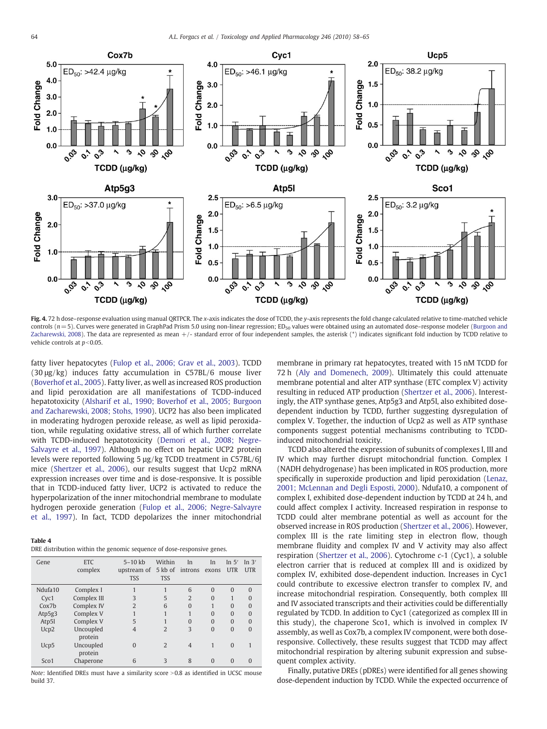**Fig. 4.** 72 h dose–response evaluation using manual QRTPCR. The *x*-axis indicates the dose of TCDD, the *y*-axis represents the fold change calculated relative to time-matched vehicle controls ($n = 5$). Curves were generated in GraphPad Prism 5.0 using non-linear regression; $ED_{50}$ values were obtained using an automated dose–response modeler (Burgoon and Zacharewski, 2008). The data are represented as mean +/- standard error of four independent samples, the asterisk (*) indicates significant fold induction by TCDD relative to vehicle controls at $p < 0.05$.

fatty liver hepatocytes (Fulop et al., 2006; Grav et al., 2003). TCDD (30 μg/kg) induces fatty accumulation in C57BL/6 mouse liver (Boverhof et al., 2005). Fatty liver, as well as increased ROS production and lipid peroxidation are all manifestations of TCDD-induced hepatotoxicity (Alsharif et al., 1990; Boverhof et al., 2005; Burgoon and Zacharewski, 2008; Stohs, 1990). UCP2 has also been implicated in moderating hydrogen peroxide release, as well as lipid peroxidation, while regulating oxidative stress, all of which further correlate with TCDD-induced hepatotoxicity (Demori et al., 2008; Negre-Salvayre et al., 1997). Although no effect on hepatic UCP2 protein levels were reported following 5 μg/kg TCDD treatment in C57BL/6J mice (Shertzer et al., 2006), our results suggest that Ucp2 mRNA expression increases over time and is dose-responsive. It is possible that in TCDD-induced fatty liver, UCP2 is activated to reduce the hyperpolarization of the inner mitochondrial membrane to modulate hydrogen peroxide generation (Fulop et al., 2006; Negre-Salvayre et al., 1997). In fact, TCDD depolarizes the inner mitochondrial membrane in primary rat hepatocytes, treated with 15 nM TCDD for 72 h (Aly and Domenech, 2009). Ultimately this could attenuate membrane potential and alter ATP synthase (ETC complex V) activity resulting in reduced ATP production (Shertzer et al., 2006). Interestingly, the ATP synthase genes, Atp5g3 and Atp5l, also exhibited dose-dependent induction by TCDD, further suggesting dysregulation of complex V. Together, the induction of Ucp2 as well as ATP synthase components suggest potential mechanisms contributing to TCDD-induced mitochondrial toxicity.

**Table 4**
DRE distribution within the genomic sequence of dose-responsive genes.

| Gene | ETC complex | 5–10 kb upstream of TSS | Within 5 kb of TSS | In introns | In exons | In 5′ UTR | In 3′ UTR |
|---|---|---|---|---|---|---|---|
| Ndufa10 | Complex I | 1 | 1 | 6 | 0 | 0 | 0 |
| Cyc1 | Complex III | 3 | 5 | 2 | 0 | 1 | 0 |
| Cox7b | Complex IV | 2 | 6 | 0 | 1 | 0 | 0 |
| Atp5g3 | Complex V | 1 | 1 | 1 | 0 | 0 | 0 |
| Atp5l | Complex V | 5 | 1 | 0 | 0 | 0 | 0 |
| Ucp2 | Uncoupled protein | 4 | 2 | 3 | 0 | 0 | 0 |
| Ucp5 | Uncoupled protein | 0 | 2 | 4 | 1 | 0 | 1 |
| Sco1 | Chaperone | 6 | 3 | 8 | 0 | 0 | 0 |

*Note*: Identified DREs must have a similarity score >0.8 as identified in UCSC mouse build 37.

TCDD also altered the expression of subunits of complexes I, III and IV which may further disrupt mitochondrial function. Complex I (NADH dehydrogenase) has been implicated in ROS production, more specifically in superoxide production and lipid peroxidation (Lenaz, 2001; McLennan and Degli Esposti, 2000). Ndufa10, a component of complex I, exhibited dose-dependent induction by TCDD at 24 h, and could affect complex I activity. Increased respiration in response to TCDD could alter membrane potential as well as account for the observed increase in ROS production (Shertzer et al., 2006). However, complex III is the rate limiting step in electron flow, though membrane fluidity and complex IV and V activity may also affect respiration (Shertzer et al., 2006). Cytochrome *c*-1 (Cyc1), a soluble electron carrier that is reduced at complex III and is oxidized by complex IV, exhibited dose-dependent induction. Increases in Cyc1 could contribute to excessive electron transfer to complex IV, and increase mitochondrial respiration. Consequently, both complex III and IV associated transcripts and their activities could be differentially regulated by TCDD. In addition to Cyc1 (categorized as complex III in this study), the chaperone Sco1, which is involved in complex IV assembly, as well as Cox7b, a complex IV component, were both dose-responsive. Collectively, these results suggest that TCDD may affect mitochondrial respiration by altering subunit expression and subsequent complex activity.

Finally, putative DREs (pDREs) were identified for all genes showing dose-dependent induction by TCDD. While the expected occurrence of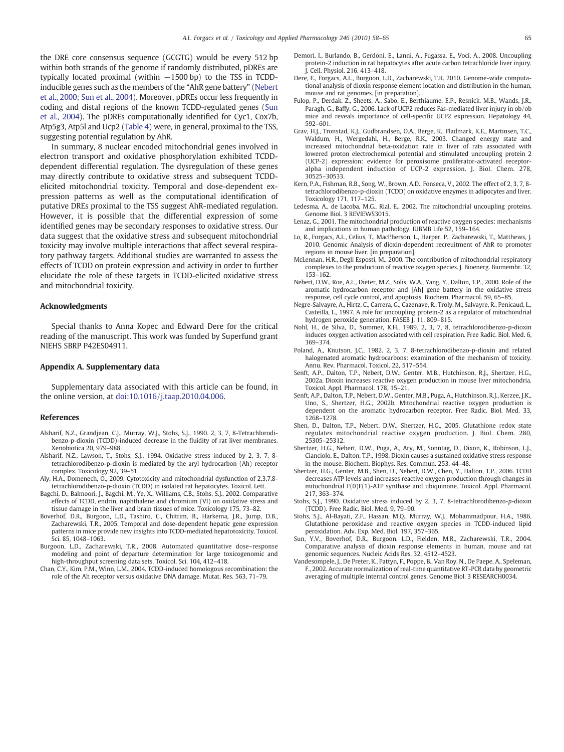the DRE core consensus sequence (GCGTG) would be every 512 bp within both strands of the genome if randomly distributed, pDREs are typically located proximal (within −1500 bp) to the TSS in TCDD-inducible genes such as the members of the "AhR gene battery" (Nebert et al., 2000; Sun et al., 2004). Moreover, pDREs occur less frequently in coding and distal regions of the known TCDD-regulated genes (Sun et al., 2004). The pDREs computationally identified for Cyc1, Cox7b, Atp5g3, Atp5l and Ucp2 (Table 4) were, in general, proximal to the TSS, suggesting potential regulation by AhR.

In summary, 8 nuclear encoded mitochondrial genes involved in electron transport and oxidative phosphorylation exhibited TCDD-dependent differential regulation. The dysregulation of these genes may directly contribute to oxidative stress and subsequent TCDD-elicited mitochondrial toxicity. Temporal and dose-dependent expression patterns as well as the computational identification of putative DREs proximal to the TSS suggest AhR-mediated regulation. However, it is possible that the differential expression of some identified genes may be secondary responses to oxidative stress. Our data suggest that the oxidative stress and subsequent mitochondrial toxicity may involve multiple interactions that affect several respiratory pathway targets. Additional studies are warranted to assess the effects of TCDD on protein expression and activity in order to further elucidate the role of these targets in TCDD-elicited oxidative stress and mitochondrial toxicity.

## Acknowledgments

Special thanks to Anna Kopec and Edward Dere for the critical reading of the manuscript. This work was funded by Superfund grant NIEHS SBRP P42ES04911.

## Appendix A. Supplementary data

Supplementary data associated with this article can be found, in the online version, at doi:10.1016/j.taap.2010.04.006.

## References

Alsharif, N.Z., Grandjean, C.J., Murray, W.J., Stohs, S.J., 1990. 2, 3, 7, 8-Tetrachlorodibenzo-p-dioxin (TCDD)-induced decrease in the fluidity of rat liver membranes. Xenobiotica 20, 979–988.

Alsharif, N.Z., Lawson, T., Stohs, S.J., 1994. Oxidative stress induced by 2, 3, 7, 8-tetrachlorodibenzo-p-dioxin is mediated by the aryl hydrocarbon (Ah) receptor complex. Toxicology 92, 39–51.

Aly, H.A., Domenech, O., 2009. Cytotoxicity and mitochondrial dysfunction of 2,3,7,8-tetrachlorodibenzo-p-dioxin (TCDD) in isolated rat hepatocytes. Toxicol. Lett.

Bagchi, D., Balmoori, J., Bagchi, M., Ye, X., Williams, C.B., Stohs, S.J., 2002. Comparative effects of TCDD, endrin, naphthalene and chromium (VI) on oxidative stress and tissue damage in the liver and brain tissues of mice. Toxicology 175, 73–82.

Boverhof, D.R., Burgoon, L.D., Tashiro, C., Chittim, B., Harkema, J.R., Jump, D.B., Zacharewski, T.R., 2005. Temporal and dose-dependent hepatic gene expression patterns in mice provide new insights into TCDD-mediated hepatotoxicity. Toxicol. Sci. 85, 1048–1063.

Burgoon, L.D., Zacharewski, T.R., 2008. Automated quantitative dose–response modeling and point of departure determination for large toxicogenomic and high-throughput screening data sets. Toxicol. Sci. 104, 412–418.

Chan, C.Y., Kim, P.M., Winn, L.M., 2004. TCDD-induced homologous recombination: the role of the Ah receptor versus oxidative DNA damage. Mutat. Res. 563, 71–79.

Demori, I., Burlando, B., Gerdoni, E., Lanni, A., Fugassa, E., Voci, A., 2008. Uncoupling protein-2 induction in rat hepatocytes after acute carbon tetrachloride liver injury. J. Cell. Physiol. 216, 413–418.

Dere, E., Forgacs, A.L., Burgoon, L.D., Zacharewski, T.R. 2010. Genome-wide computational analysis of dioxin response element location and distribution in the human, mouse and rat genomes. [in preparation].

Fulop, P., Derdak, Z., Sheets, A., Sabo, E., Berthiaume, E.P., Resnick, M.B., Wands, J.R., Paragh, G., Baffy, G., 2006. Lack of UCP2 reduces Fas-mediated liver injury in ob/ob mice and reveals importance of cell-specific UCP2 expression. Hepatology 44, 592–601.

Grav, H.J., Tronstad, K.J., Gudbrandsen, O.A., Berge, K., Fladmark, K.E., Martinsen, T.C., Waldum, H., Wergedahl, H., Berge, R.K., 2003. Changed energy state and increased mitochondrial beta-oxidation rate in liver of rats associated with lowered proton electrochemical potential and stimulated uncoupling protein 2 (UCP-2) expression: evidence for peroxisome proliferator-activated receptor-alpha independent induction of UCP-2 expression. J. Biol. Chem. 278, 30525–30533.

Kern, P.A., Fishman, R.B., Song, W., Brown, A.D., Fonseca, V., 2002. The effect of 2, 3, 7, 8-tetrachlorodibenzo-p-dioxin (TCDD) on oxidative enzymes in adipocytes and liver. Toxicology 171, 117–125.

Ledesma, A., de Lacoba, M.G., Rial, E., 2002. The mitochondrial uncoupling proteins. Genome Biol. 3 REVIEWS3015.

Lenaz, G., 2001. The mitochondrial production of reactive oxygen species: mechanisms and implications in human pathology. IUBMB Life 52, 159–164.

Lo, R., Forgacs, A.L., Celius, T., MacPherson, L., Harper, P., Zacharewski, T., Matthews, J. 2010. Genomic Analysis of dioxin-dependent recreuitment of AhR to promoter regions in mouse liver. [in preparation].

McLennan, H.R., Degli Esposti, M., 2000. The contribution of mitochondrial respiratory complexes to the production of reactive oxygen species. J. Bioenerg. Biomembr. 32, 153–162.

Nebert, D.W., Roe, A.L., Dieter, M.Z., Solis, W.A., Yang, Y., Dalton, T.P., 2000. Role of the aromatic hydrocarbon receptor and [Ah] gene battery in the oxidative stress response, cell cycle control, and apoptosis. Biochem. Pharmacol. 59, 65–85.

Negre-Salvayre, A., Hirtz, C., Carrera, G., Cazenave, R., Troly, M., Salvayre, R., Penicaud, L., Casteilla, L., 1997. A role for uncoupling protein-2 as a regulator of mitochondrial hydrogen peroxide generation. FASEB J. 11, 809–815.

Nohl, H., de Silva, D., Summer, K.H., 1989. 2, 3, 7, 8, tetrachlorodibenzo-p-dioxin induces oxygen activation associated with cell respiration. Free Radic. Biol. Med. 6, 369–374.

Poland, A., Knutson, J.C., 1982. 2, 3, 7, 8-tetrachlorodibenzo-p-dioxin and related halogenated aromatic hydrocarbons: examination of the mechanism of toxicity. Annu. Rev. Pharmacol. Toxicol. 22, 517–554.

Senft, A.P., Dalton, T.P., Nebert, D.W., Genter, M.B., Hutchinson, R.J., Shertzer, H.G., 2002a. Dioxin increases reactive oxygen production in mouse liver mitochondria. Toxicol. Appl. Pharmacol. 178, 15–21.

Senft, A.P., Dalton, T.P., Nebert, D.W., Genter, M.B., Puga, A., Hutchinson, R.J., Kerzee, J.K., Uno, S., Shertzer, H.G., 2002b. Mitochondrial reactive oxygen production is dependent on the aromatic hydrocarbon receptor. Free Radic. Biol. Med. 33, 1268–1278.

Shen, D., Dalton, T.P., Nebert, D.W., Shertzer, H.G., 2005. Glutathione redox state regulates mitochondrial reactive oxygen production. J. Biol. Chem. 280, 25305–25312.

Shertzer, H.G., Nebert, D.W., Puga, A., Ary, M., Sonntag, D., Dixon, K., Robinson, L.J., Cianciolo, E., Dalton, T.P., 1998. Dioxin causes a sustained oxidative stress response in the mouse. Biochem. Biophys. Res. Commun. 253, 44–48.

Shertzer, H.G., Genter, M.B., Shen, D., Nebert, D.W., Chen, Y., Dalton, T.P., 2006. TCDD decreases ATP levels and increases reactive oxygen production through changes in mitochondrial F(0)F(1)-ATP synthase and ubiquinone. Toxicol. Appl. Pharmacol. 217, 363–374.

Stohs, S.J., 1990. Oxidative stress induced by 2, 3, 7, 8-tetrachlorodibenzo-p-dioxin (TCDD). Free Radic. Biol. Med. 9, 79–90.

Stohs, S.J., Al-Bayati, Z.F., Hassan, M.Q., Murray, W.J., Mohammadpour, H.A., 1986. Glutathione peroxidase and reactive oxygen species in TCDD-induced lipid peroxidation. Adv. Exp. Med. Biol. 197, 357–365.

Sun, Y.V., Boverhof, D.R., Burgoon, L.D., Fielden, M.R., Zacharewski, T.R., 2004. Comparative analysis of dioxin response elements in human, mouse and rat genomic sequences. Nucleic Acids Res. 32, 4512–4523.

Vandesompele, J., De Preter, K., Pattyn, F., Poppe, B., Van Roy, N., De Paepe, A., Speleman, F., 2002. Accurate normalization of real-time quantitative RT-PCR data by geometric averaging of multiple internal control genes. Genome Biol. 3 RESEARCH0034.